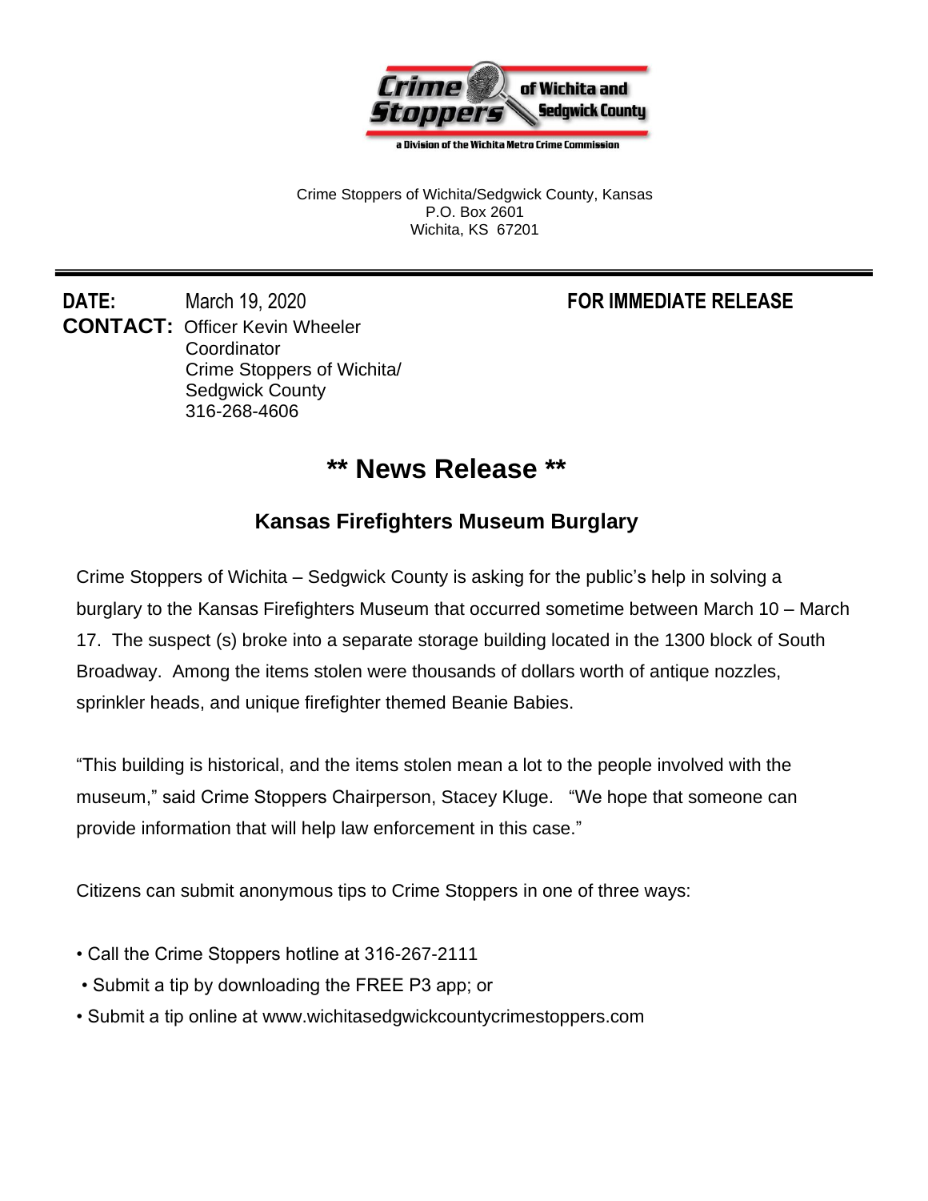Crime Stoppers of Wichita and Sedgwick County

a Division of the Wichita Metro Crime Commission

Crime Stoppers of Wichita/Sedgwick County, Kansas
P.O. Box 2601
Wichita, KS 67201

---

**DATE:** March 19, 2020 **FOR IMMEDIATE RELEASE**

**CONTACT:** Officer Kevin Wheeler
Coordinator
Crime Stoppers of Wichita/
Sedgwick County
316-268-4606

# ** News Release **

## Kansas Firefighters Museum Burglary

Crime Stoppers of Wichita – Sedgwick County is asking for the public's help in solving a burglary to the Kansas Firefighters Museum that occurred sometime between March 10 – March 17. The suspect (s) broke into a separate storage building located in the 1300 block of South Broadway. Among the items stolen were thousands of dollars worth of antique nozzles, sprinkler heads, and unique firefighter themed Beanie Babies.

"This building is historical, and the items stolen mean a lot to the people involved with the museum," said Crime Stoppers Chairperson, Stacey Kluge. "We hope that someone can provide information that will help law enforcement in this case."

Citizens can submit anonymous tips to Crime Stoppers in one of three ways:

- Call the Crime Stoppers hotline at 316-267-2111
- Submit a tip by downloading the FREE P3 app; or
- Submit a tip online at www.wichitasedgwickcountycrimestoppers.com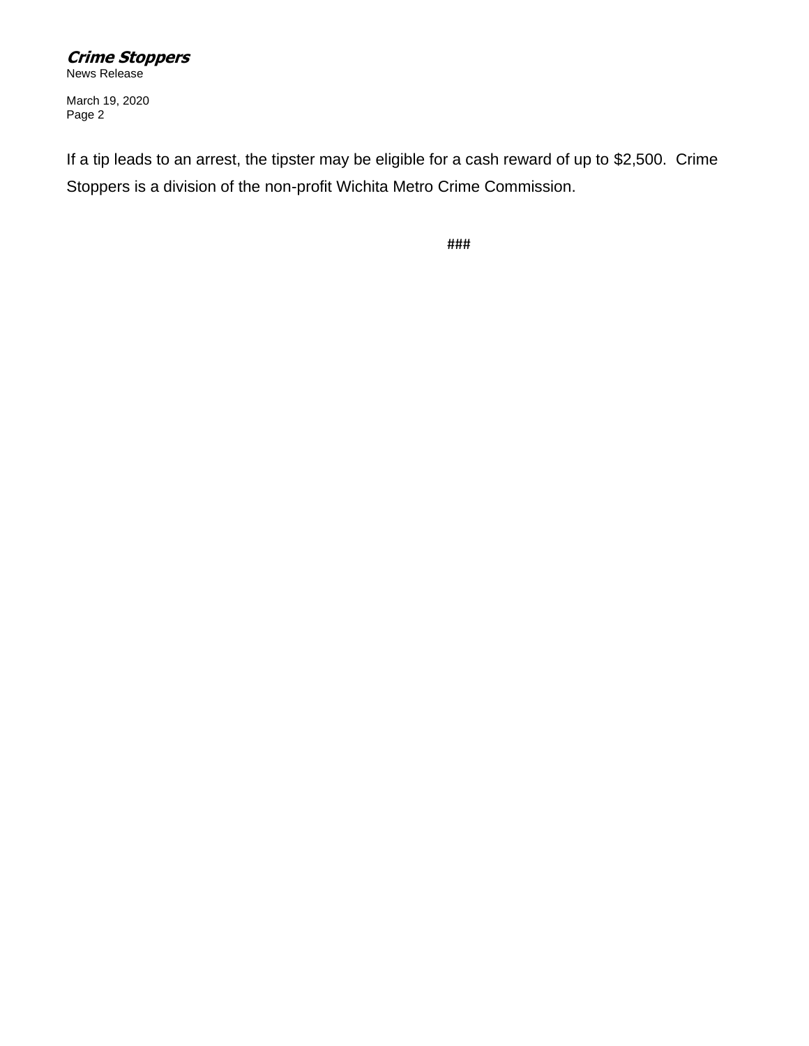If a tip leads to an arrest, the tipster may be eligible for a cash reward of up to $2,500. Crime Stoppers is a division of the non-profit Wichita Metro Crime Commission.

###